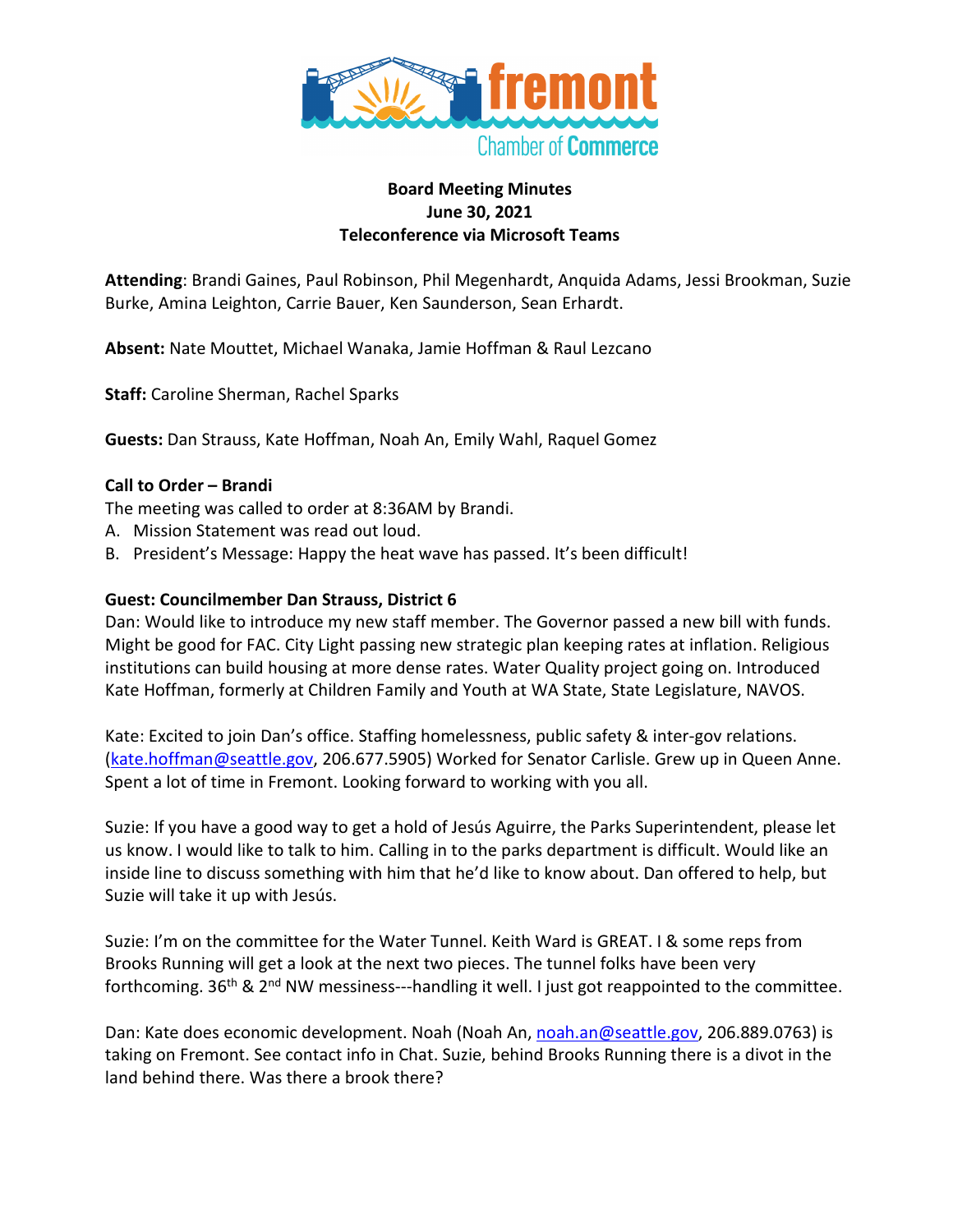# Board Meeting Minutes
## June 30, 2021
## Teleconference via Microsoft Teams

**Attending**: Brandi Gaines, Paul Robinson, Phil Megenhardt, Anquida Adams, Jessi Brookman, Suzie Burke, Amina Leighton, Carrie Bauer, Ken Saunderson, Sean Erhardt.

**Absent:** Nate Mouttet, Michael Wanaka, Jamie Hoffman & Raul Lezcano

**Staff:** Caroline Sherman, Rachel Sparks

**Guests:** Dan Strauss, Kate Hoffman, Noah An, Emily Wahl, Raquel Gomez

**Call to Order – Brandi**

The meeting was called to order at 8:36AM by Brandi.

A. Mission Statement was read out loud.
B. President's Message: Happy the heat wave has passed. It's been difficult!

**Guest: Councilmember Dan Strauss, District 6**

Dan: Would like to introduce my new staff member. The Governor passed a new bill with funds. Might be good for FAC. City Light passing new strategic plan keeping rates at inflation. Religious institutions can build housing at more dense rates. Water Quality project going on. Introduced Kate Hoffman, formerly at Children Family and Youth at WA State, State Legislature, NAVOS.

Kate: Excited to join Dan's office. Staffing homelessness, public safety & inter-gov relations. (kate.hoffman@seattle.gov, 206.677.5905) Worked for Senator Carlisle. Grew up in Queen Anne. Spent a lot of time in Fremont. Looking forward to working with you all.

Suzie: If you have a good way to get a hold of Jesús Aguirre, the Parks Superintendent, please let us know. I would like to talk to him. Calling in to the parks department is difficult. Would like an inside line to discuss something with him that he'd like to know about. Dan offered to help, but Suzie will take it up with Jesús.

Suzie: I'm on the committee for the Water Tunnel. Keith Ward is GREAT. I & some reps from Brooks Running will get a look at the next two pieces. The tunnel folks have been very forthcoming. 36th & 2nd NW messiness---handling it well. I just got reappointed to the committee.

Dan: Kate does economic development. Noah (Noah An, noah.an@seattle.gov, 206.889.0763) is taking on Fremont. See contact info in Chat. Suzie, behind Brooks Running there is a divot in the land behind there. Was there a brook there?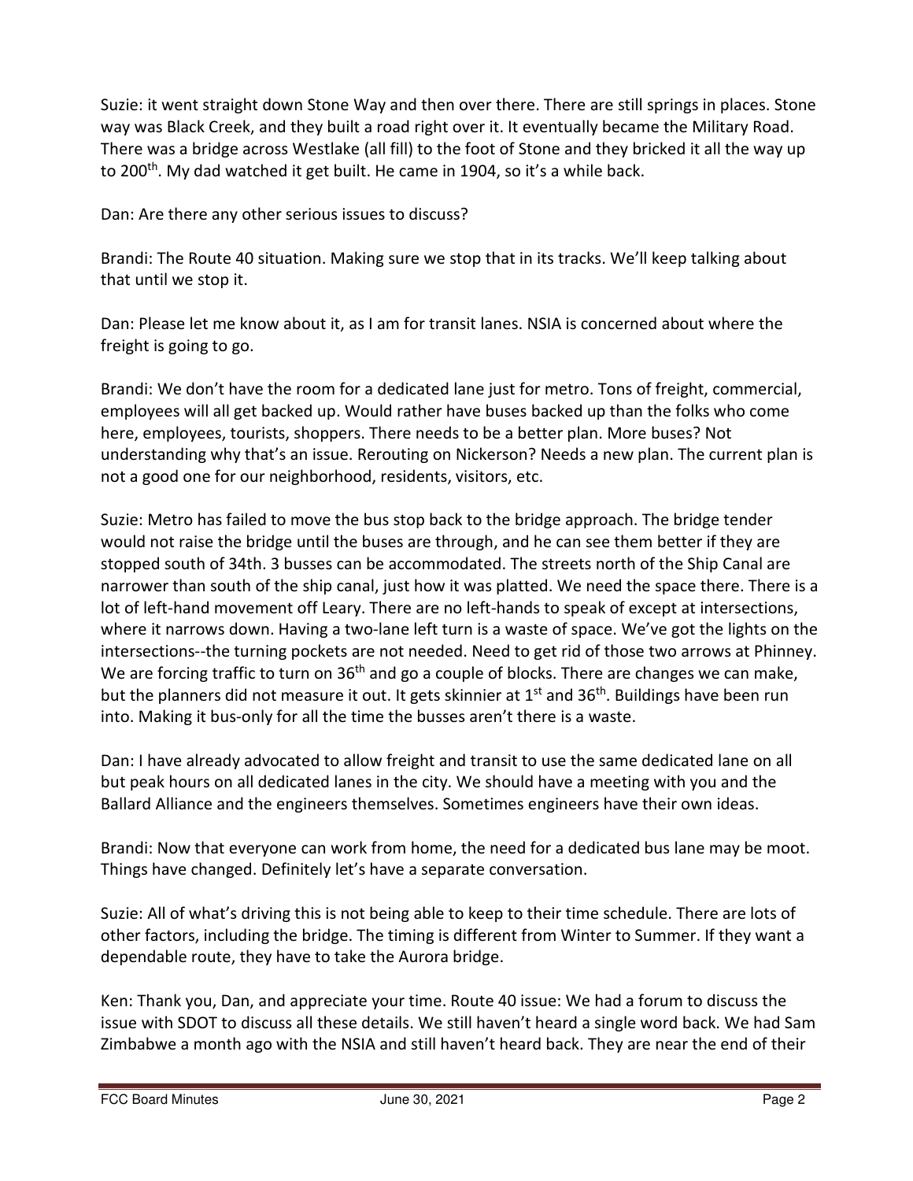Suzie: it went straight down Stone Way and then over there. There are still springs in places. Stone way was Black Creek, and they built a road right over it. It eventually became the Military Road. There was a bridge across Westlake (all fill) to the foot of Stone and they bricked it all the way up to 200th. My dad watched it get built. He came in 1904, so it's a while back.

Dan: Are there any other serious issues to discuss?

Brandi: The Route 40 situation. Making sure we stop that in its tracks. We'll keep talking about that until we stop it.

Dan: Please let me know about it, as I am for transit lanes. NSIA is concerned about where the freight is going to go.

Brandi: We don't have the room for a dedicated lane just for metro. Tons of freight, commercial, employees will all get backed up. Would rather have buses backed up than the folks who come here, employees, tourists, shoppers. There needs to be a better plan. More buses? Not understanding why that's an issue. Rerouting on Nickerson? Needs a new plan. The current plan is not a good one for our neighborhood, residents, visitors, etc.

Suzie: Metro has failed to move the bus stop back to the bridge approach. The bridge tender would not raise the bridge until the buses are through, and he can see them better if they are stopped south of 34th. 3 busses can be accommodated. The streets north of the Ship Canal are narrower than south of the ship canal, just how it was platted. We need the space there. There is a lot of left-hand movement off Leary. There are no left-hands to speak of except at intersections, where it narrows down. Having a two-lane left turn is a waste of space. We've got the lights on the intersections--the turning pockets are not needed. Need to get rid of those two arrows at Phinney. We are forcing traffic to turn on 36th and go a couple of blocks. There are changes we can make, but the planners did not measure it out. It gets skinnier at 1st and 36th. Buildings have been run into. Making it bus-only for all the time the busses aren't there is a waste.

Dan: I have already advocated to allow freight and transit to use the same dedicated lane on all but peak hours on all dedicated lanes in the city. We should have a meeting with you and the Ballard Alliance and the engineers themselves. Sometimes engineers have their own ideas.

Brandi: Now that everyone can work from home, the need for a dedicated bus lane may be moot. Things have changed. Definitely let's have a separate conversation.

Suzie: All of what's driving this is not being able to keep to their time schedule. There are lots of other factors, including the bridge. The timing is different from Winter to Summer. If they want a dependable route, they have to take the Aurora bridge.

Ken: Thank you, Dan, and appreciate your time. Route 40 issue: We had a forum to discuss the issue with SDOT to discuss all these details. We still haven't heard a single word back. We had Sam Zimbabwe a month ago with the NSIA and still haven't heard back. They are near the end of their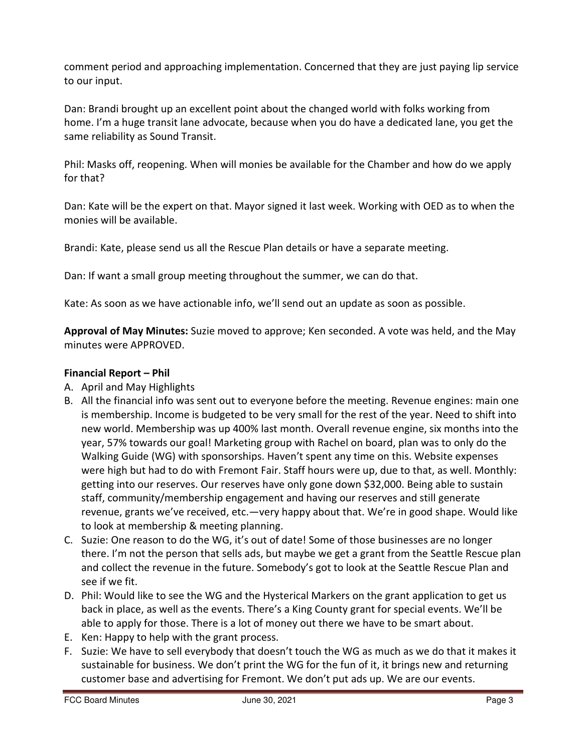comment period and approaching implementation. Concerned that they are just paying lip service to our input.

Dan: Brandi brought up an excellent point about the changed world with folks working from home. I'm a huge transit lane advocate, because when you do have a dedicated lane, you get the same reliability as Sound Transit.

Phil: Masks off, reopening. When will monies be available for the Chamber and how do we apply for that?

Dan: Kate will be the expert on that. Mayor signed it last week. Working with OED as to when the monies will be available.

Brandi: Kate, please send us all the Rescue Plan details or have a separate meeting.

Dan: If want a small group meeting throughout the summer, we can do that.

Kate: As soon as we have actionable info, we'll send out an update as soon as possible.

**Approval of May Minutes:** Suzie moved to approve; Ken seconded. A vote was held, and the May minutes were APPROVED.

**Financial Report – Phil**

A. April and May Highlights
B. All the financial info was sent out to everyone before the meeting. Revenue engines: main one is membership. Income is budgeted to be very small for the rest of the year. Need to shift into new world. Membership was up 400% last month. Overall revenue engine, six months into the year, 57% towards our goal! Marketing group with Rachel on board, plan was to only do the Walking Guide (WG) with sponsorships. Haven't spent any time on this. Website expenses were high but had to do with Fremont Fair. Staff hours were up, due to that, as well. Monthly: getting into our reserves. Our reserves have only gone down $32,000. Being able to sustain staff, community/membership engagement and having our reserves and still generate revenue, grants we've received, etc.—very happy about that. We're in good shape. Would like to look at membership & meeting planning.
C. Suzie: One reason to do the WG, it's out of date! Some of those businesses are no longer there. I'm not the person that sells ads, but maybe we get a grant from the Seattle Rescue plan and collect the revenue in the future. Somebody's got to look at the Seattle Rescue Plan and see if we fit.
D. Phil: Would like to see the WG and the Hysterical Markers on the grant application to get us back in place, as well as the events. There's a King County grant for special events. We'll be able to apply for those. There is a lot of money out there we have to be smart about.
E. Ken: Happy to help with the grant process.
F. Suzie: We have to sell everybody that doesn't touch the WG as much as we do that it makes it sustainable for business. We don't print the WG for the fun of it, it brings new and returning customer base and advertising for Fremont. We don't put ads up. We are our events.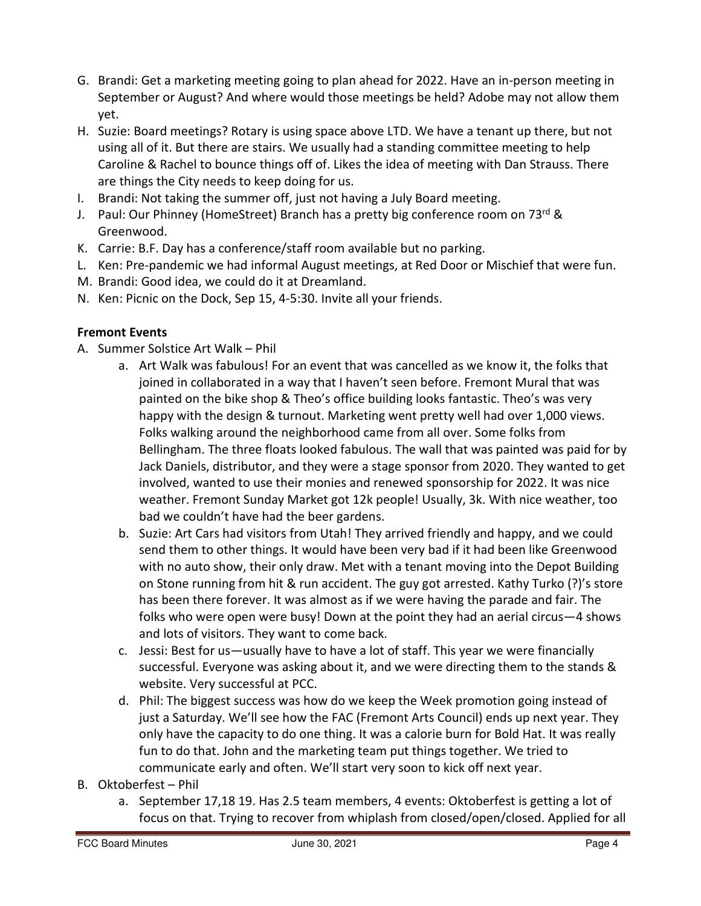G. Brandi: Get a marketing meeting going to plan ahead for 2022. Have an in-person meeting in September or August? And where would those meetings be held? Adobe may not allow them yet.
H. Suzie: Board meetings? Rotary is using space above LTD. We have a tenant up there, but not using all of it. But there are stairs. We usually had a standing committee meeting to help Caroline & Rachel to bounce things off of. Likes the idea of meeting with Dan Strauss. There are things the City needs to keep doing for us.
I. Brandi: Not taking the summer off, just not having a July Board meeting.
J. Paul: Our Phinney (HomeStreet) Branch has a pretty big conference room on 73rd & Greenwood.
K. Carrie: B.F. Day has a conference/staff room available but no parking.
L. Ken: Pre-pandemic we had informal August meetings, at Red Door or Mischief that were fun.
M. Brandi: Good idea, we could do it at Dreamland.
N. Ken: Picnic on the Dock, Sep 15, 4-5:30. Invite all your friends.

**Fremont Events**

A. Summer Solstice Art Walk – Phil
   a. Art Walk was fabulous! For an event that was cancelled as we know it, the folks that joined in collaborated in a way that I haven't seen before. Fremont Mural that was painted on the bike shop & Theo's office building looks fantastic. Theo's was very happy with the design & turnout. Marketing went pretty well had over 1,000 views. Folks walking around the neighborhood came from all over. Some folks from Bellingham. The three floats looked fabulous. The wall that was painted was paid for by Jack Daniels, distributor, and they were a stage sponsor from 2020. They wanted to get involved, wanted to use their monies and renewed sponsorship for 2022. It was nice weather. Fremont Sunday Market got 12k people! Usually, 3k. With nice weather, too bad we couldn't have had the beer gardens.
   b. Suzie: Art Cars had visitors from Utah! They arrived friendly and happy, and we could send them to other things. It would have been very bad if it had been like Greenwood with no auto show, their only draw. Met with a tenant moving into the Depot Building on Stone running from hit & run accident. The guy got arrested. Kathy Turko (?)'s store has been there forever. It was almost as if we were having the parade and fair. The folks who were open were busy! Down at the point they had an aerial circus—4 shows and lots of visitors. They want to come back.
   c. Jessi: Best for us—usually have to have a lot of staff. This year we were financially successful. Everyone was asking about it, and we were directing them to the stands & website. Very successful at PCC.
   d. Phil: The biggest success was how do we keep the Week promotion going instead of just a Saturday. We'll see how the FAC (Fremont Arts Council) ends up next year. They only have the capacity to do one thing. It was a calorie burn for Bold Hat. It was really fun to do that. John and the marketing team put things together. We tried to communicate early and often. We'll start very soon to kick off next year.

B. Oktoberfest – Phil
   a. September 17,18 19. Has 2.5 team members, 4 events: Oktoberfest is getting a lot of focus on that. Trying to recover from whiplash from closed/open/closed. Applied for all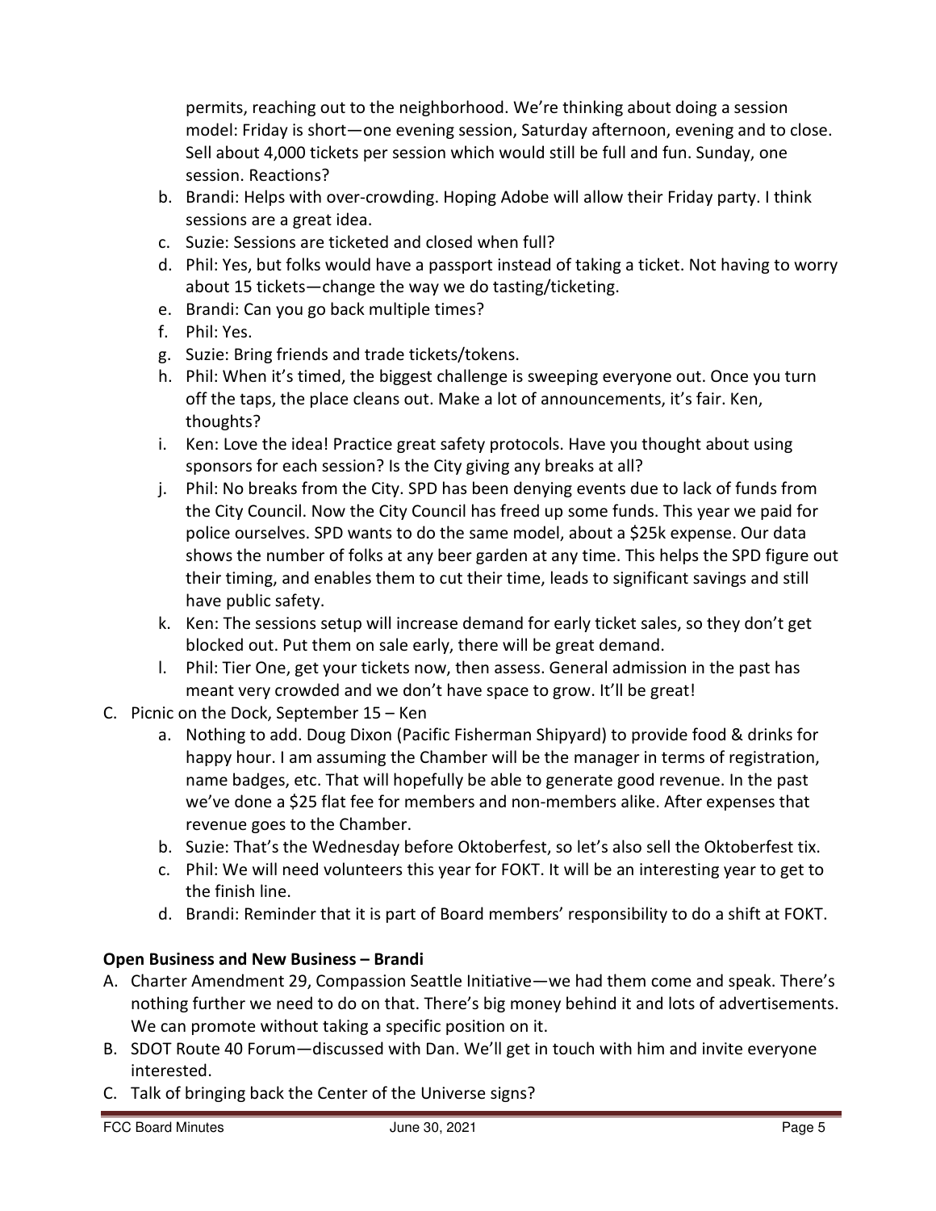permits, reaching out to the neighborhood. We're thinking about doing a session model: Friday is short—one evening session, Saturday afternoon, evening and to close. Sell about 4,000 tickets per session which would still be full and fun. Sunday, one session. Reactions?

b. Brandi: Helps with over-crowding. Hoping Adobe will allow their Friday party. I think sessions are a great idea.
c. Suzie: Sessions are ticketed and closed when full?
d. Phil: Yes, but folks would have a passport instead of taking a ticket. Not having to worry about 15 tickets—change the way we do tasting/ticketing.
e. Brandi: Can you go back multiple times?
f. Phil: Yes.
g. Suzie: Bring friends and trade tickets/tokens.
h. Phil: When it's timed, the biggest challenge is sweeping everyone out. Once you turn off the taps, the place cleans out. Make a lot of announcements, it's fair. Ken, thoughts?
i. Ken: Love the idea! Practice great safety protocols. Have you thought about using sponsors for each session? Is the City giving any breaks at all?
j. Phil: No breaks from the City. SPD has been denying events due to lack of funds from the City Council. Now the City Council has freed up some funds. This year we paid for police ourselves. SPD wants to do the same model, about a $25k expense. Our data shows the number of folks at any beer garden at any time. This helps the SPD figure out their timing, and enables them to cut their time, leads to significant savings and still have public safety.
k. Ken: The sessions setup will increase demand for early ticket sales, so they don't get blocked out. Put them on sale early, there will be great demand.
l. Phil: Tier One, get your tickets now, then assess. General admission in the past has meant very crowded and we don't have space to grow. It'll be great!

C. Picnic on the Dock, September 15 – Ken
   a. Nothing to add. Doug Dixon (Pacific Fisherman Shipyard) to provide food & drinks for happy hour. I am assuming the Chamber will be the manager in terms of registration, name badges, etc. That will hopefully be able to generate good revenue. In the past we've done a $25 flat fee for members and non-members alike. After expenses that revenue goes to the Chamber.
   b. Suzie: That's the Wednesday before Oktoberfest, so let's also sell the Oktoberfest tix.
   c. Phil: We will need volunteers this year for FOKT. It will be an interesting year to get to the finish line.
   d. Brandi: Reminder that it is part of Board members' responsibility to do a shift at FOKT.

**Open Business and New Business – Brandi**

A. Charter Amendment 29, Compassion Seattle Initiative—we had them come and speak. There's nothing further we need to do on that. There's big money behind it and lots of advertisements. We can promote without taking a specific position on it.
B. SDOT Route 40 Forum—discussed with Dan. We'll get in touch with him and invite everyone interested.
C. Talk of bringing back the Center of the Universe signs?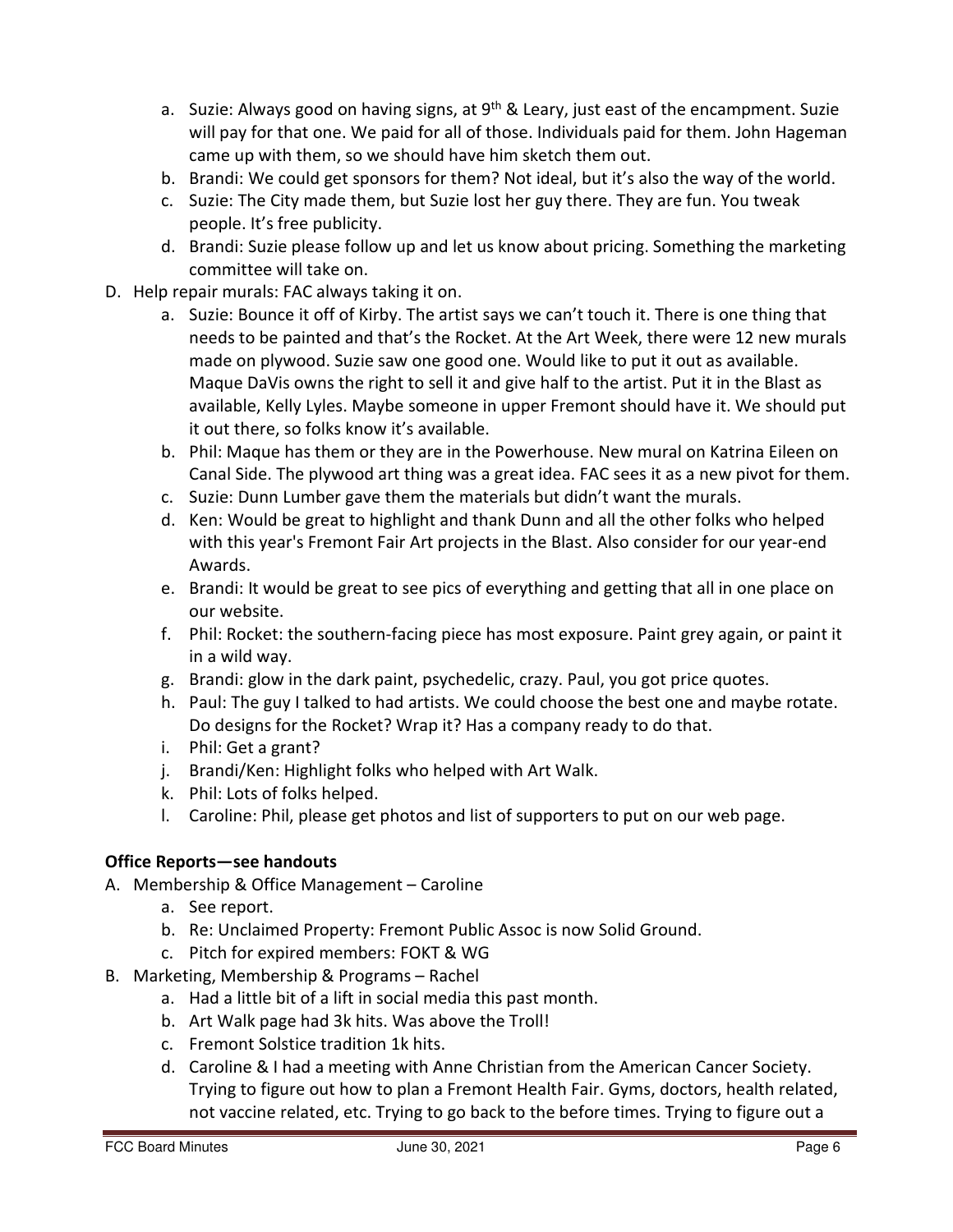a. Suzie: Always good on having signs, at 9th & Leary, just east of the encampment. Suzie will pay for that one. We paid for all of those. Individuals paid for them. John Hageman came up with them, so we should have him sketch them out.
b. Brandi: We could get sponsors for them? Not ideal, but it's also the way of the world.
c. Suzie: The City made them, but Suzie lost her guy there. They are fun. You tweak people. It's free publicity.
d. Brandi: Suzie please follow up and let us know about pricing. Something the marketing committee will take on.

D. Help repair murals: FAC always taking it on.
   a. Suzie: Bounce it off of Kirby. The artist says we can't touch it. There is one thing that needs to be painted and that's the Rocket. At the Art Week, there were 12 new murals made on plywood. Suzie saw one good one. Would like to put it out as available. Maque DaVis owns the right to sell it and give half to the artist. Put it in the Blast as available, Kelly Lyles. Maybe someone in upper Fremont should have it. We should put it out there, so folks know it's available.
   b. Phil: Maque has them or they are in the Powerhouse. New mural on Katrina Eileen on Canal Side. The plywood art thing was a great idea. FAC sees it as a new pivot for them.
   c. Suzie: Dunn Lumber gave them the materials but didn't want the murals.
   d. Ken: Would be great to highlight and thank Dunn and all the other folks who helped with this year's Fremont Fair Art projects in the Blast. Also consider for our year-end Awards.
   e. Brandi: It would be great to see pics of everything and getting that all in one place on our website.
   f. Phil: Rocket: the southern-facing piece has most exposure. Paint grey again, or paint it in a wild way.
   g. Brandi: glow in the dark paint, psychedelic, crazy. Paul, you got price quotes.
   h. Paul: The guy I talked to had artists. We could choose the best one and maybe rotate. Do designs for the Rocket? Wrap it? Has a company ready to do that.
   i. Phil: Get a grant?
   j. Brandi/Ken: Highlight folks who helped with Art Walk.
   k. Phil: Lots of folks helped.
   l. Caroline: Phil, please get photos and list of supporters to put on our web page.

**Office Reports—see handouts**

A. Membership & Office Management – Caroline
   a. See report.
   b. Re: Unclaimed Property: Fremont Public Assoc is now Solid Ground.
   c. Pitch for expired members: FOKT & WG

B. Marketing, Membership & Programs – Rachel
   a. Had a little bit of a lift in social media this past month.
   b. Art Walk page had 3k hits. Was above the Troll!
   c. Fremont Solstice tradition 1k hits.
   d. Caroline & I had a meeting with Anne Christian from the American Cancer Society. Trying to figure out how to plan a Fremont Health Fair. Gyms, doctors, health related, not vaccine related, etc. Trying to go back to the before times. Trying to figure out a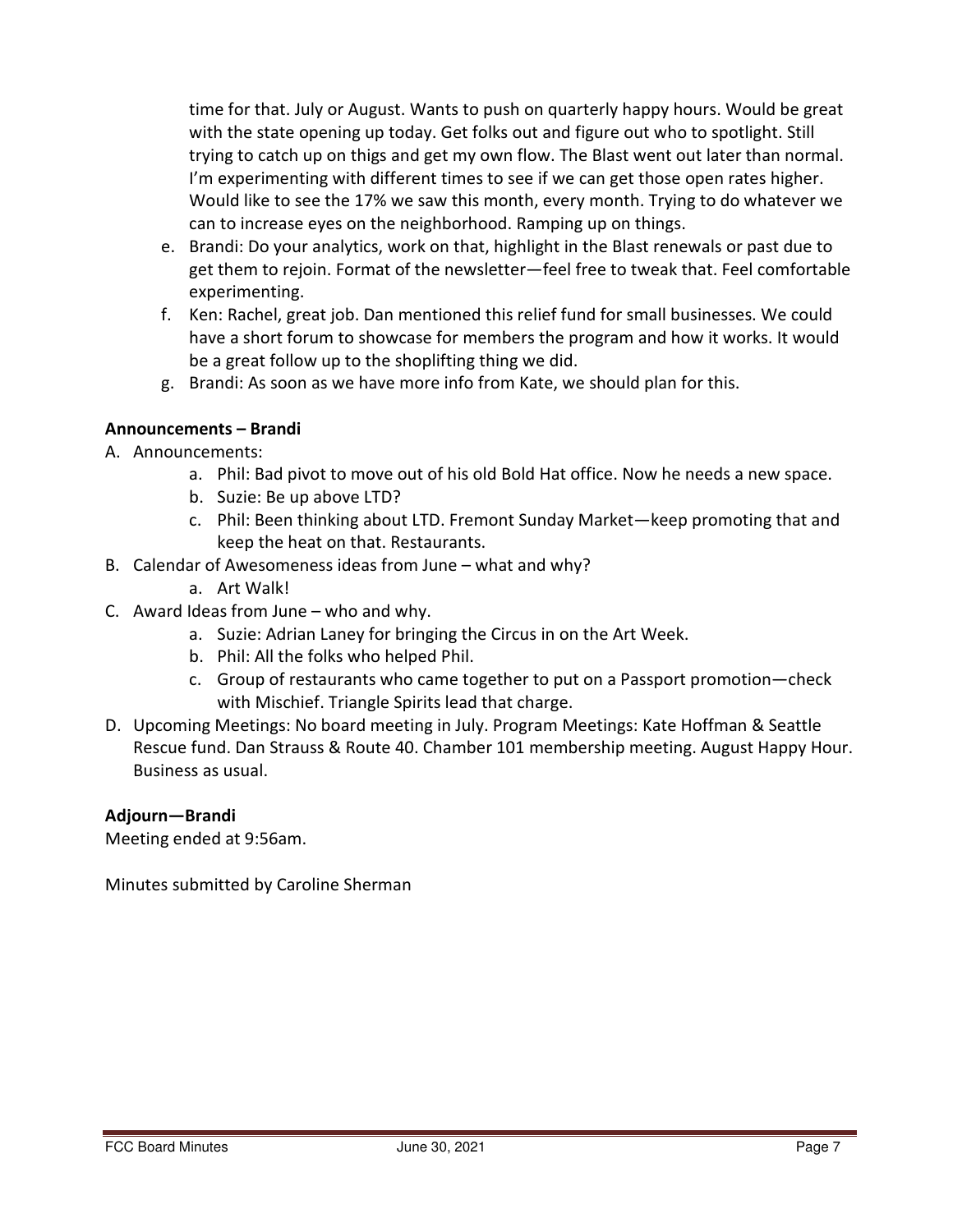time for that. July or August. Wants to push on quarterly happy hours. Would be great with the state opening up today. Get folks out and figure out who to spotlight. Still trying to catch up on thigs and get my own flow. The Blast went out later than normal. I'm experimenting with different times to see if we can get those open rates higher. Would like to see the 17% we saw this month, every month. Trying to do whatever we can to increase eyes on the neighborhood. Ramping up on things.

e. Brandi: Do your analytics, work on that, highlight in the Blast renewals or past due to get them to rejoin. Format of the newsletter—feel free to tweak that. Feel comfortable experimenting.
f. Ken: Rachel, great job. Dan mentioned this relief fund for small businesses. We could have a short forum to showcase for members the program and how it works. It would be a great follow up to the shoplifting thing we did.
g. Brandi: As soon as we have more info from Kate, we should plan for this.

**Announcements – Brandi**

A. Announcements:
   a. Phil: Bad pivot to move out of his old Bold Hat office. Now he needs a new space.
   b. Suzie: Be up above LTD?
   c. Phil: Been thinking about LTD. Fremont Sunday Market—keep promoting that and keep the heat on that. Restaurants.
B. Calendar of Awesomeness ideas from June – what and why?
   a. Art Walk!
C. Award Ideas from June – who and why.
   a. Suzie: Adrian Laney for bringing the Circus in on the Art Week.
   b. Phil: All the folks who helped Phil.
   c. Group of restaurants who came together to put on a Passport promotion—check with Mischief. Triangle Spirits lead that charge.
D. Upcoming Meetings: No board meeting in July. Program Meetings: Kate Hoffman & Seattle Rescue fund. Dan Strauss & Route 40. Chamber 101 membership meeting. August Happy Hour. Business as usual.

**Adjourn—Brandi**

Meeting ended at 9:56am.

Minutes submitted by Caroline Sherman